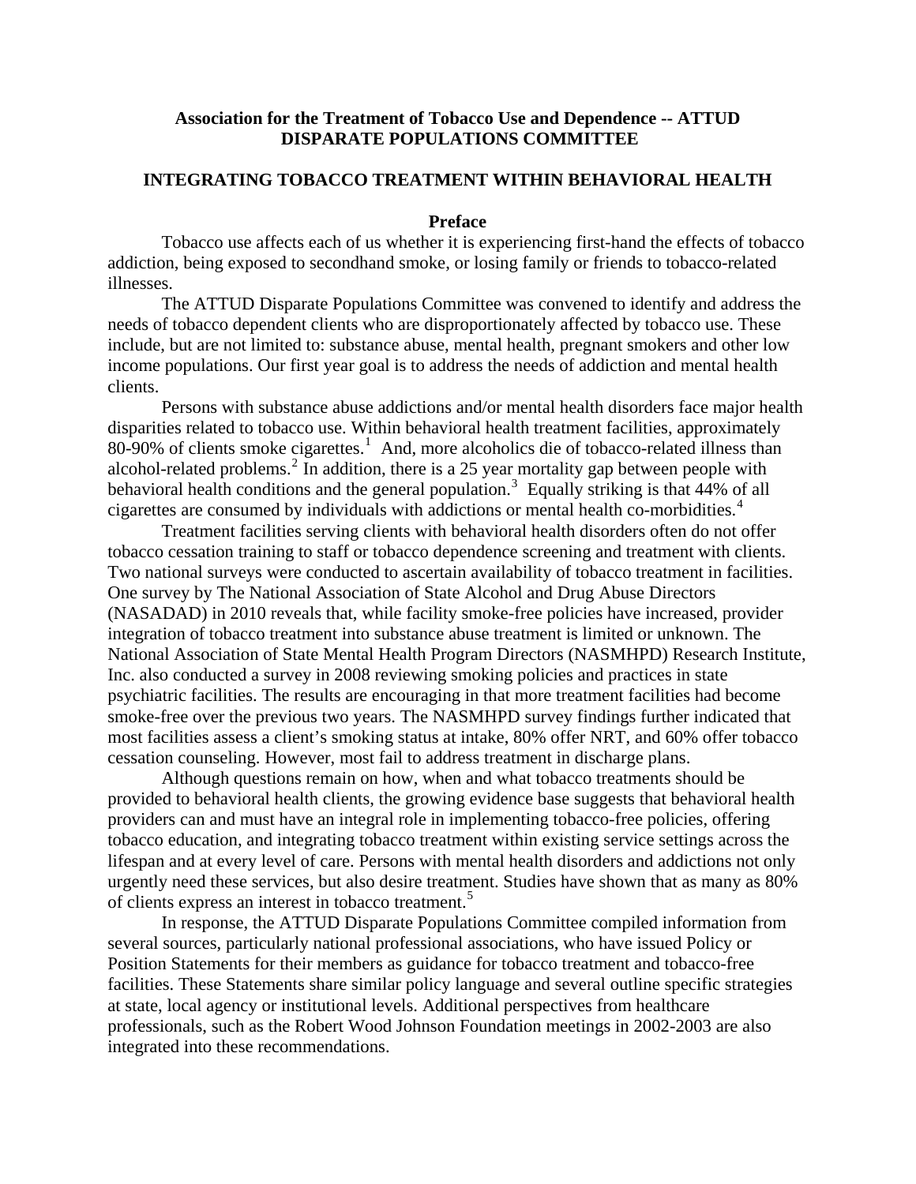**Association for the Treatment of Tobacco Use and Dependence -- ATTUD**
**DISPARATE POPULATIONS COMMITTEE**

# INTEGRATING TOBACCO TREATMENT WITHIN BEHAVIORAL HEALTH

## Preface

Tobacco use affects each of us whether it is experiencing first-hand the effects of tobacco addiction, being exposed to secondhand smoke, or losing family or friends to tobacco-related illnesses.

The ATTUD Disparate Populations Committee was convened to identify and address the needs of tobacco dependent clients who are disproportionately affected by tobacco use. These include, but are not limited to: substance abuse, mental health, pregnant smokers and other low income populations. Our first year goal is to address the needs of addiction and mental health clients.

Persons with substance abuse addictions and/or mental health disorders face major health disparities related to tobacco use. Within behavioral health treatment facilities, approximately 80-90% of clients smoke cigarettes.[1] And, more alcoholics die of tobacco-related illness than alcohol-related problems.[2] In addition, there is a 25 year mortality gap between people with behavioral health conditions and the general population.[3] Equally striking is that 44% of all cigarettes are consumed by individuals with addictions or mental health co-morbidities.[4]

Treatment facilities serving clients with behavioral health disorders often do not offer tobacco cessation training to staff or tobacco dependence screening and treatment with clients. Two national surveys were conducted to ascertain availability of tobacco treatment in facilities. One survey by The National Association of State Alcohol and Drug Abuse Directors (NASADAD) in 2010 reveals that, while facility smoke-free policies have increased, provider integration of tobacco treatment into substance abuse treatment is limited or unknown. The National Association of State Mental Health Program Directors (NASMHPD) Research Institute, Inc. also conducted a survey in 2008 reviewing smoking policies and practices in state psychiatric facilities. The results are encouraging in that more treatment facilities had become smoke-free over the previous two years. The NASMHPD survey findings further indicated that most facilities assess a client's smoking status at intake, 80% offer NRT, and 60% offer tobacco cessation counseling. However, most fail to address treatment in discharge plans.

Although questions remain on how, when and what tobacco treatments should be provided to behavioral health clients, the growing evidence base suggests that behavioral health providers can and must have an integral role in implementing tobacco-free policies, offering tobacco education, and integrating tobacco treatment within existing service settings across the lifespan and at every level of care. Persons with mental health disorders and addictions not only urgently need these services, but also desire treatment. Studies have shown that as many as 80% of clients express an interest in tobacco treatment.[5]

In response, the ATTUD Disparate Populations Committee compiled information from several sources, particularly national professional associations, who have issued Policy or Position Statements for their members as guidance for tobacco treatment and tobacco-free facilities. These Statements share similar policy language and several outline specific strategies at state, local agency or institutional levels. Additional perspectives from healthcare professionals, such as the Robert Wood Johnson Foundation meetings in 2002-2003 are also integrated into these recommendations.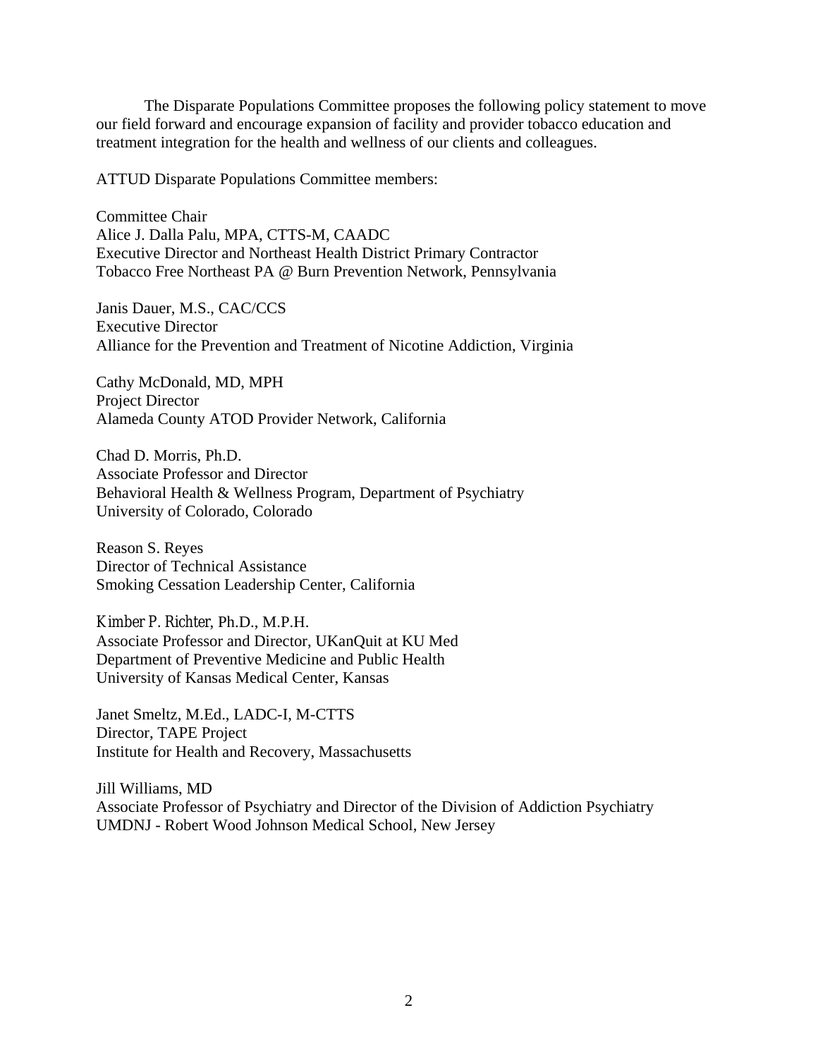The Disparate Populations Committee proposes the following policy statement to move our field forward and encourage expansion of facility and provider tobacco education and treatment integration for the health and wellness of our clients and colleagues.

ATTUD Disparate Populations Committee members:

Committee Chair
Alice J. Dalla Palu, MPA, CTTS-M, CAADC
Executive Director and Northeast Health District Primary Contractor
Tobacco Free Northeast PA @ Burn Prevention Network, Pennsylvania

Janis Dauer, M.S., CAC/CCS
Executive Director
Alliance for the Prevention and Treatment of Nicotine Addiction, Virginia

Cathy McDonald, MD, MPH
Project Director
Alameda County ATOD Provider Network, California

Chad D. Morris, Ph.D.
Associate Professor and Director
Behavioral Health & Wellness Program, Department of Psychiatry
University of Colorado, Colorado

Reason S. Reyes
Director of Technical Assistance
Smoking Cessation Leadership Center, California

Kimber P. Richter, Ph.D., M.P.H.
Associate Professor and Director, UKanQuit at KU Med
Department of Preventive Medicine and Public Health
University of Kansas Medical Center, Kansas

Janet Smeltz, M.Ed., LADC-I, M-CTTS
Director, TAPE Project
Institute for Health and Recovery, Massachusetts

Jill Williams, MD
Associate Professor of Psychiatry and Director of the Division of Addiction Psychiatry
UMDNJ - Robert Wood Johnson Medical School, New Jersey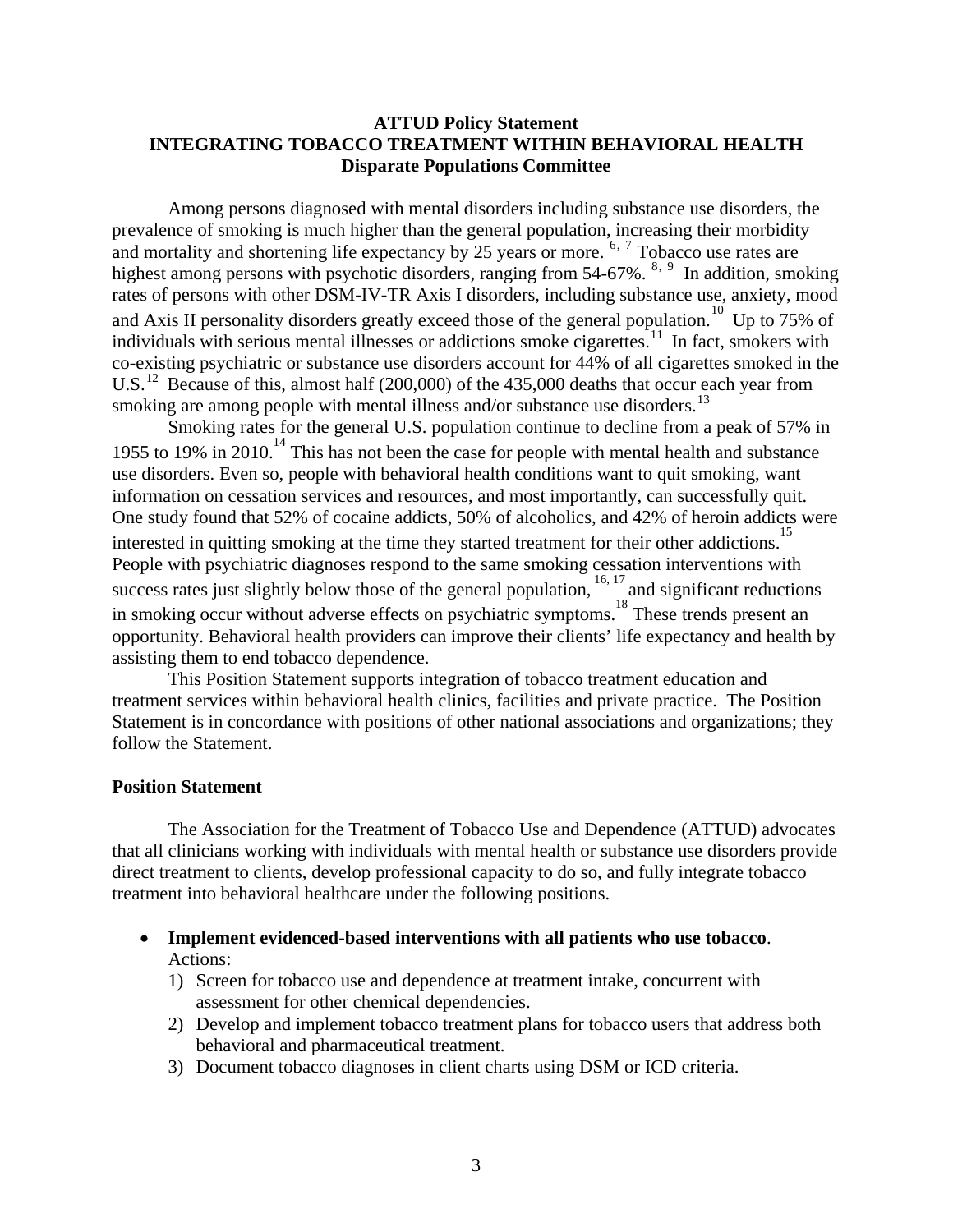**ATTUD Policy Statement**
**INTEGRATING TOBACCO TREATMENT WITHIN BEHAVIORAL HEALTH**
**Disparate Populations Committee**

Among persons diagnosed with mental disorders including substance use disorders, the prevalence of smoking is much higher than the general population, increasing their morbidity and mortality and shortening life expectancy by 25 years or more. [6, 7] Tobacco use rates are highest among persons with psychotic disorders, ranging from 54-67%. [8, 9] In addition, smoking rates of persons with other DSM-IV-TR Axis I disorders, including substance use, anxiety, mood and Axis II personality disorders greatly exceed those of the general population.[10] Up to 75% of individuals with serious mental illnesses or addictions smoke cigarettes.[11] In fact, smokers with co-existing psychiatric or substance use disorders account for 44% of all cigarettes smoked in the U.S.[12] Because of this, almost half (200,000) of the 435,000 deaths that occur each year from smoking are among people with mental illness and/or substance use disorders.[13]

Smoking rates for the general U.S. population continue to decline from a peak of 57% in 1955 to 19% in 2010.[14] This has not been the case for people with mental health and substance use disorders. Even so, people with behavioral health conditions want to quit smoking, want information on cessation services and resources, and most importantly, can successfully quit. One study found that 52% of cocaine addicts, 50% of alcoholics, and 42% of heroin addicts were interested in quitting smoking at the time they started treatment for their other addictions.[15] People with psychiatric diagnoses respond to the same smoking cessation interventions with success rates just slightly below those of the general population, [16, 17] and significant reductions in smoking occur without adverse effects on psychiatric symptoms.[18] These trends present an opportunity. Behavioral health providers can improve their clients' life expectancy and health by assisting them to end tobacco dependence.

This Position Statement supports integration of tobacco treatment education and treatment services within behavioral health clinics, facilities and private practice. The Position Statement is in concordance with positions of other national associations and organizations; they follow the Statement.

**Position Statement**

The Association for the Treatment of Tobacco Use and Dependence (ATTUD) advocates that all clinicians working with individuals with mental health or substance use disorders provide direct treatment to clients, develop professional capacity to do so, and fully integrate tobacco treatment into behavioral healthcare under the following positions.

- **Implement evidenced-based interventions with all patients who use tobacco**.
  Actions:
  1) Screen for tobacco use and dependence at treatment intake, concurrent with assessment for other chemical dependencies.
  2) Develop and implement tobacco treatment plans for tobacco users that address both behavioral and pharmaceutical treatment.
  3) Document tobacco diagnoses in client charts using DSM or ICD criteria.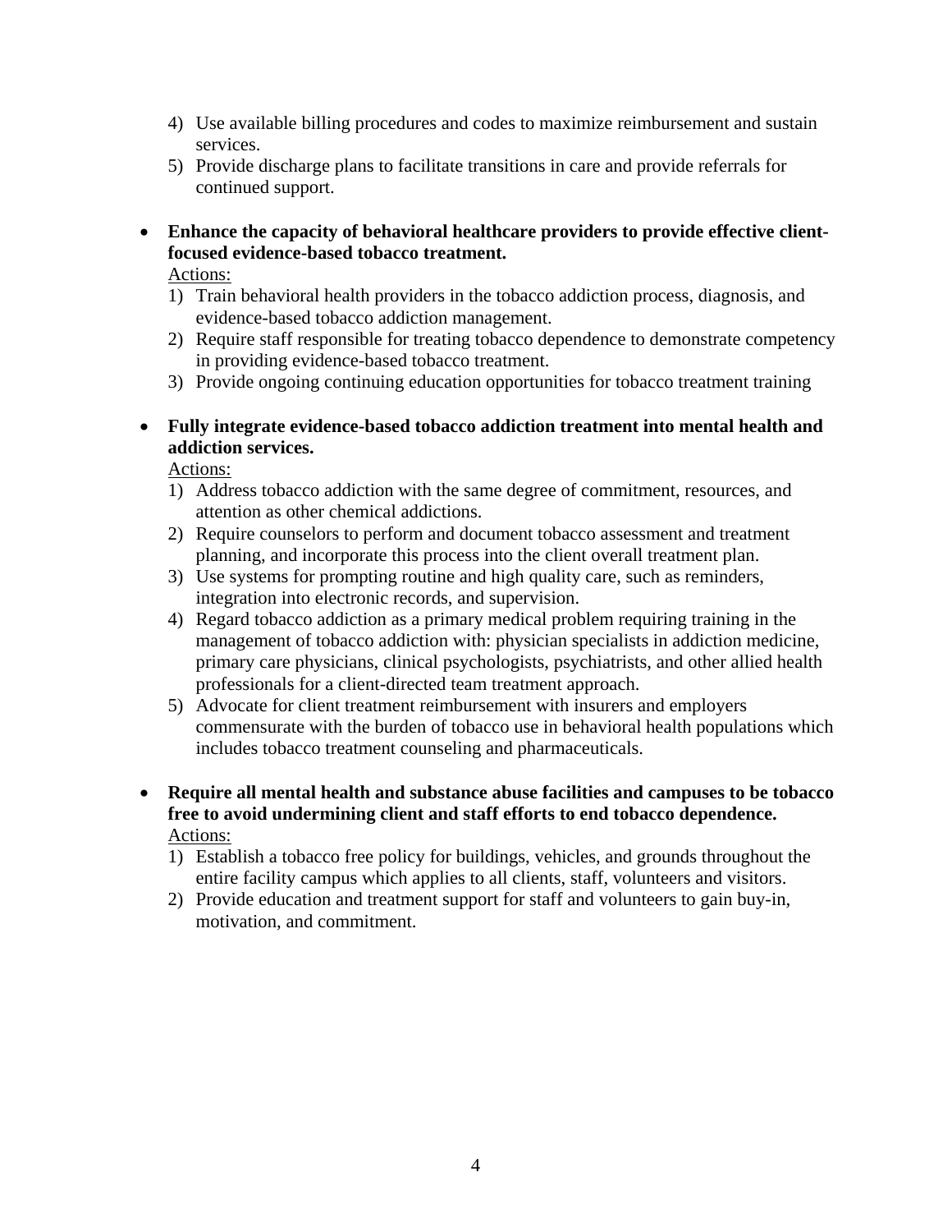4) Use available billing procedures and codes to maximize reimbursement and sustain services.
5) Provide discharge plans to facilitate transitions in care and provide referrals for continued support.

- **Enhance the capacity of behavioral healthcare providers to provide effective client-focused evidence-based tobacco treatment.**

  Actions:
  1) Train behavioral health providers in the tobacco addiction process, diagnosis, and evidence-based tobacco addiction management.
  2) Require staff responsible for treating tobacco dependence to demonstrate competency in providing evidence-based tobacco treatment.
  3) Provide ongoing continuing education opportunities for tobacco treatment training

- **Fully integrate evidence-based tobacco addiction treatment into mental health and addiction services.**

  Actions:
  1) Address tobacco addiction with the same degree of commitment, resources, and attention as other chemical addictions.
  2) Require counselors to perform and document tobacco assessment and treatment planning, and incorporate this process into the client overall treatment plan.
  3) Use systems for prompting routine and high quality care, such as reminders, integration into electronic records, and supervision.
  4) Regard tobacco addiction as a primary medical problem requiring training in the management of tobacco addiction with: physician specialists in addiction medicine, primary care physicians, clinical psychologists, psychiatrists, and other allied health professionals for a client-directed team treatment approach.
  5) Advocate for client treatment reimbursement with insurers and employers commensurate with the burden of tobacco use in behavioral health populations which includes tobacco treatment counseling and pharmaceuticals.

- **Require all mental health and substance abuse facilities and campuses to be tobacco free to avoid undermining client and staff efforts to end tobacco dependence.**

  Actions:
  1) Establish a tobacco free policy for buildings, vehicles, and grounds throughout the entire facility campus which applies to all clients, staff, volunteers and visitors.
  2) Provide education and treatment support for staff and volunteers to gain buy-in, motivation, and commitment.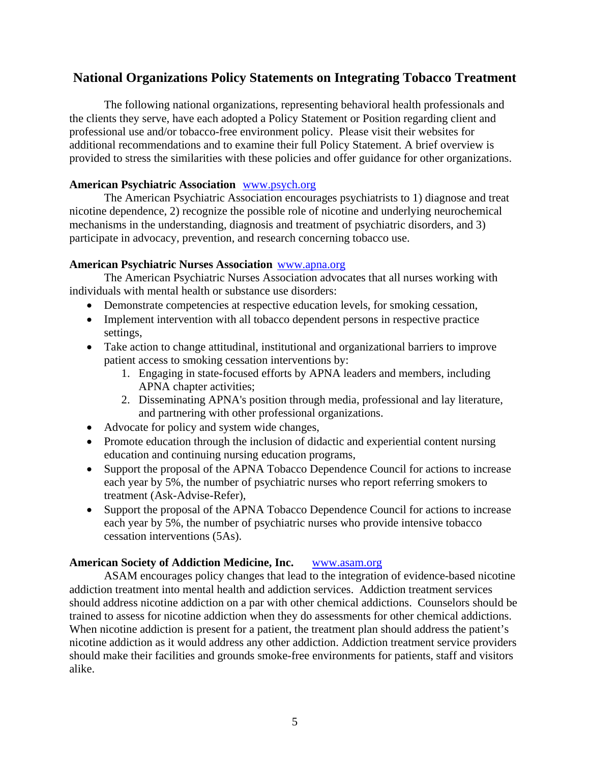## National Organizations Policy Statements on Integrating Tobacco Treatment

The following national organizations, representing behavioral health professionals and the clients they serve, have each adopted a Policy Statement or Position regarding client and professional use and/or tobacco-free environment policy. Please visit their websites for additional recommendations and to examine their full Policy Statement. A brief overview is provided to stress the similarities with these policies and offer guidance for other organizations.

**American Psychiatric Association** [www.psych.org](http://www.psych.org)

The American Psychiatric Association encourages psychiatrists to 1) diagnose and treat nicotine dependence, 2) recognize the possible role of nicotine and underlying neurochemical mechanisms in the understanding, diagnosis and treatment of psychiatric disorders, and 3) participate in advocacy, prevention, and research concerning tobacco use.

**American Psychiatric Nurses Association** [www.apna.org](http://www.apna.org)

The American Psychiatric Nurses Association advocates that all nurses working with individuals with mental health or substance use disorders:

- Demonstrate competencies at respective education levels, for smoking cessation,
- Implement intervention with all tobacco dependent persons in respective practice settings,
- Take action to change attitudinal, institutional and organizational barriers to improve patient access to smoking cessation interventions by:
    1. Engaging in state-focused efforts by APNA leaders and members, including APNA chapter activities;
    2. Disseminating APNA's position through media, professional and lay literature, and partnering with other professional organizations.
- Advocate for policy and system wide changes,
- Promote education through the inclusion of didactic and experiential content nursing education and continuing nursing education programs,
- Support the proposal of the APNA Tobacco Dependence Council for actions to increase each year by 5%, the number of psychiatric nurses who report referring smokers to treatment (Ask-Advise-Refer),
- Support the proposal of the APNA Tobacco Dependence Council for actions to increase each year by 5%, the number of psychiatric nurses who provide intensive tobacco cessation interventions (5As).

**American Society of Addiction Medicine, Inc.** [www.asam.org](http://www.asam.org)

ASAM encourages policy changes that lead to the integration of evidence-based nicotine addiction treatment into mental health and addiction services. Addiction treatment services should address nicotine addiction on a par with other chemical addictions. Counselors should be trained to assess for nicotine addiction when they do assessments for other chemical addictions. When nicotine addiction is present for a patient, the treatment plan should address the patient's nicotine addiction as it would address any other addiction. Addiction treatment service providers should make their facilities and grounds smoke-free environments for patients, staff and visitors alike.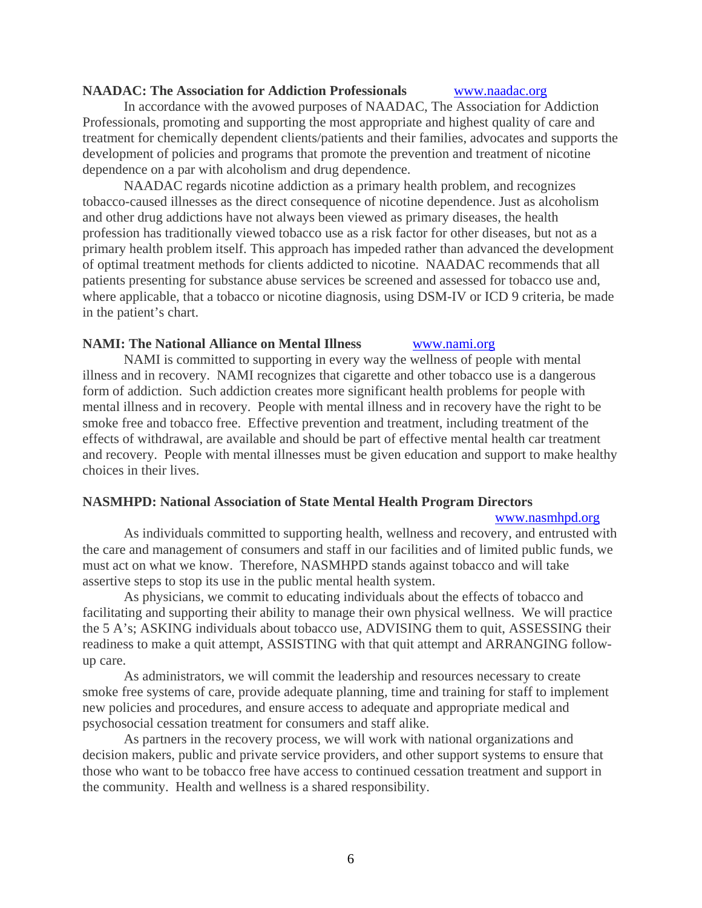**NAADAC: The Association for Addiction Professionals** www.naadac.org

In accordance with the avowed purposes of NAADAC, The Association for Addiction Professionals, promoting and supporting the most appropriate and highest quality of care and treatment for chemically dependent clients/patients and their families, advocates and supports the development of policies and programs that promote the prevention and treatment of nicotine dependence on a par with alcoholism and drug dependence.

NAADAC regards nicotine addiction as a primary health problem, and recognizes tobacco-caused illnesses as the direct consequence of nicotine dependence. Just as alcoholism and other drug addictions have not always been viewed as primary diseases, the health profession has traditionally viewed tobacco use as a risk factor for other diseases, but not as a primary health problem itself. This approach has impeded rather than advanced the development of optimal treatment methods for clients addicted to nicotine. NAADAC recommends that all patients presenting for substance abuse services be screened and assessed for tobacco use and, where applicable, that a tobacco or nicotine diagnosis, using DSM-IV or ICD 9 criteria, be made in the patient's chart.

**NAMI: The National Alliance on Mental Illness** www.nami.org

NAMI is committed to supporting in every way the wellness of people with mental illness and in recovery. NAMI recognizes that cigarette and other tobacco use is a dangerous form of addiction. Such addiction creates more significant health problems for people with mental illness and in recovery. People with mental illness and in recovery have the right to be smoke free and tobacco free. Effective prevention and treatment, including treatment of the effects of withdrawal, are available and should be part of effective mental health car treatment and recovery. People with mental illnesses must be given education and support to make healthy choices in their lives.

**NASMHPD: National Association of State Mental Health Program Directors**

www.nasmhpd.org

As individuals committed to supporting health, wellness and recovery, and entrusted with the care and management of consumers and staff in our facilities and of limited public funds, we must act on what we know. Therefore, NASMHPD stands against tobacco and will take assertive steps to stop its use in the public mental health system.

As physicians, we commit to educating individuals about the effects of tobacco and facilitating and supporting their ability to manage their own physical wellness. We will practice the 5 A's; ASKING individuals about tobacco use, ADVISING them to quit, ASSESSING their readiness to make a quit attempt, ASSISTING with that quit attempt and ARRANGING follow-up care.

As administrators, we will commit the leadership and resources necessary to create smoke free systems of care, provide adequate planning, time and training for staff to implement new policies and procedures, and ensure access to adequate and appropriate medical and psychosocial cessation treatment for consumers and staff alike.

As partners in the recovery process, we will work with national organizations and decision makers, public and private service providers, and other support systems to ensure that those who want to be tobacco free have access to continued cessation treatment and support in the community. Health and wellness is a shared responsibility.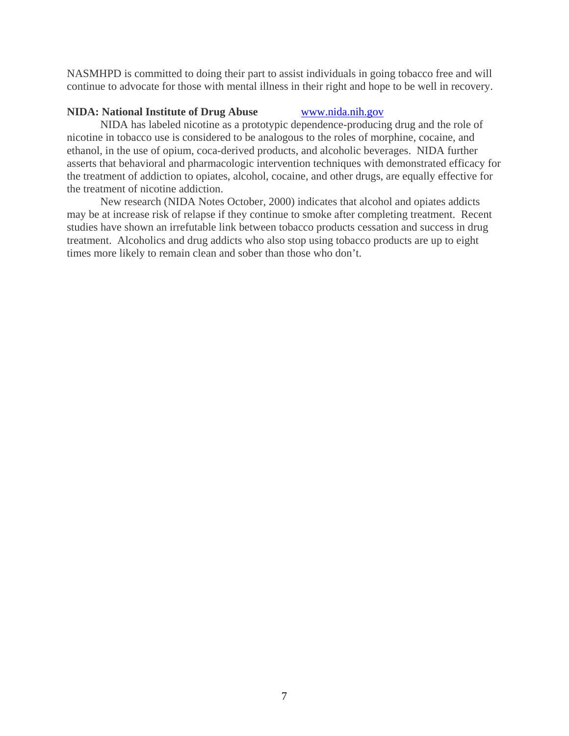NASMHPD is committed to doing their part to assist individuals in going tobacco free and will continue to advocate for those with mental illness in their right and hope to be well in recovery.

**NIDA: National Institute of Drug Abuse** [www.nida.nih.gov](http://www.nida.nih.gov)

NIDA has labeled nicotine as a prototypic dependence-producing drug and the role of nicotine in tobacco use is considered to be analogous to the roles of morphine, cocaine, and ethanol, in the use of opium, coca-derived products, and alcoholic beverages. NIDA further asserts that behavioral and pharmacologic intervention techniques with demonstrated efficacy for the treatment of addiction to opiates, alcohol, cocaine, and other drugs, are equally effective for the treatment of nicotine addiction.

New research (NIDA Notes October, 2000) indicates that alcohol and opiates addicts may be at increase risk of relapse if they continue to smoke after completing treatment. Recent studies have shown an irrefutable link between tobacco products cessation and success in drug treatment. Alcoholics and drug addicts who also stop using tobacco products are up to eight times more likely to remain clean and sober than those who don't.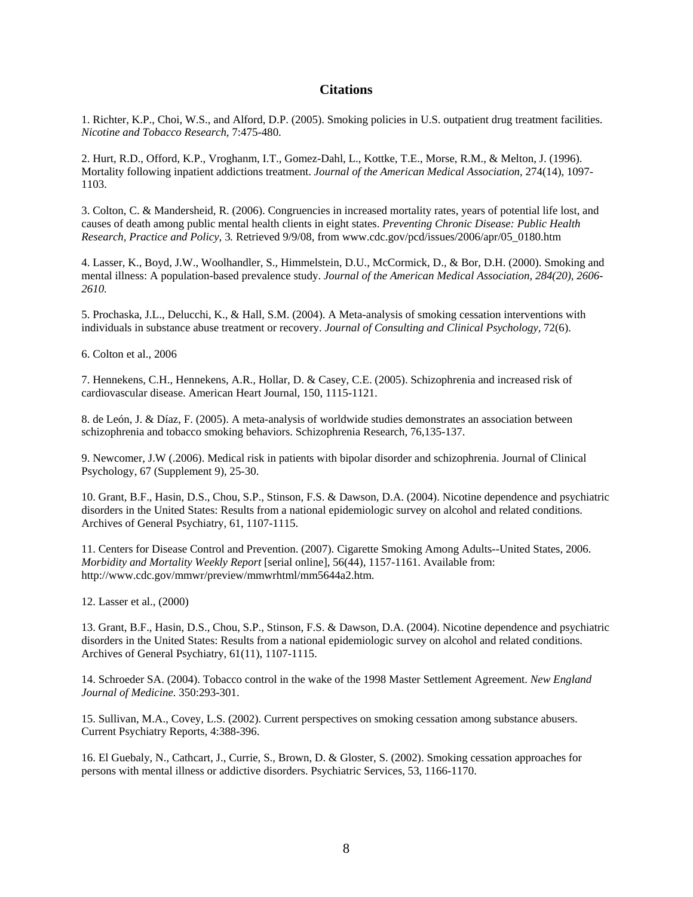## Citations

1. Richter, K.P., Choi, W.S., and Alford, D.P. (2005). Smoking policies in U.S. outpatient drug treatment facilities. *Nicotine and Tobacco Research*, 7:475-480.

2. Hurt, R.D., Offord, K.P., Vroghanm, I.T., Gomez-Dahl, L., Kottke, T.E., Morse, R.M., & Melton, J. (1996). Mortality following inpatient addictions treatment. *Journal of the American Medical Association,* 274(14), 1097-1103.

3. Colton, C. & Mandersheid, R. (2006). Congruencies in increased mortality rates, years of potential life lost, and causes of death among public mental health clients in eight states. *Preventing Chronic Disease: Public Health Research, Practice and Policy*, 3*.* Retrieved 9/9/08, from www.cdc.gov/pcd/issues/2006/apr/05_0180.htm

4. Lasser, K., Boyd, J.W., Woolhandler, S., Himmelstein, D.U., McCormick, D., & Bor, D.H. (2000). Smoking and mental illness: A population-based prevalence study. *Journal of the American Medical Association, 284(20), 2606-2610.*

5. Prochaska, J.L., Delucchi, K., & Hall, S.M. (2004). A Meta-analysis of smoking cessation interventions with individuals in substance abuse treatment or recovery. *Journal of Consulting and Clinical Psychology,* 72(6).

6. Colton et al., 2006

7. Hennekens, C.H., Hennekens, A.R., Hollar, D. & Casey, C.E. (2005). Schizophrenia and increased risk of cardiovascular disease. American Heart Journal, 150, 1115-1121.

8. de León, J. & Díaz, F. (2005). A meta-analysis of worldwide studies demonstrates an association between schizophrenia and tobacco smoking behaviors. Schizophrenia Research, 76,135-137.

9. Newcomer, J.W (.2006). Medical risk in patients with bipolar disorder and schizophrenia. Journal of Clinical Psychology, 67 (Supplement 9), 25-30.

10. Grant, B.F., Hasin, D.S., Chou, S.P., Stinson, F.S. & Dawson, D.A. (2004). Nicotine dependence and psychiatric disorders in the United States: Results from a national epidemiologic survey on alcohol and related conditions. Archives of General Psychiatry, 61, 1107-1115.

11. Centers for Disease Control and Prevention. (2007). Cigarette Smoking Among Adults--United States, 2006. *Morbidity and Mortality Weekly Report* [serial online], 56(44), 1157-1161. Available from: http://www.cdc.gov/mmwr/preview/mmwrhtml/mm5644a2.htm.

12. Lasser et al., (2000)

13. Grant, B.F., Hasin, D.S., Chou, S.P., Stinson, F.S. & Dawson, D.A. (2004). Nicotine dependence and psychiatric disorders in the United States: Results from a national epidemiologic survey on alcohol and related conditions. Archives of General Psychiatry, 61(11), 1107-1115.

14. Schroeder SA. (2004). Tobacco control in the wake of the 1998 Master Settlement Agreement. *New England Journal of Medicine.* 350:293-301.

15. Sullivan, M.A., Covey, L.S. (2002). Current perspectives on smoking cessation among substance abusers. Current Psychiatry Reports, 4:388-396.

16. El Guebaly, N., Cathcart, J., Currie, S., Brown, D. & Gloster, S. (2002). Smoking cessation approaches for persons with mental illness or addictive disorders. Psychiatric Services, 53, 1166-1170.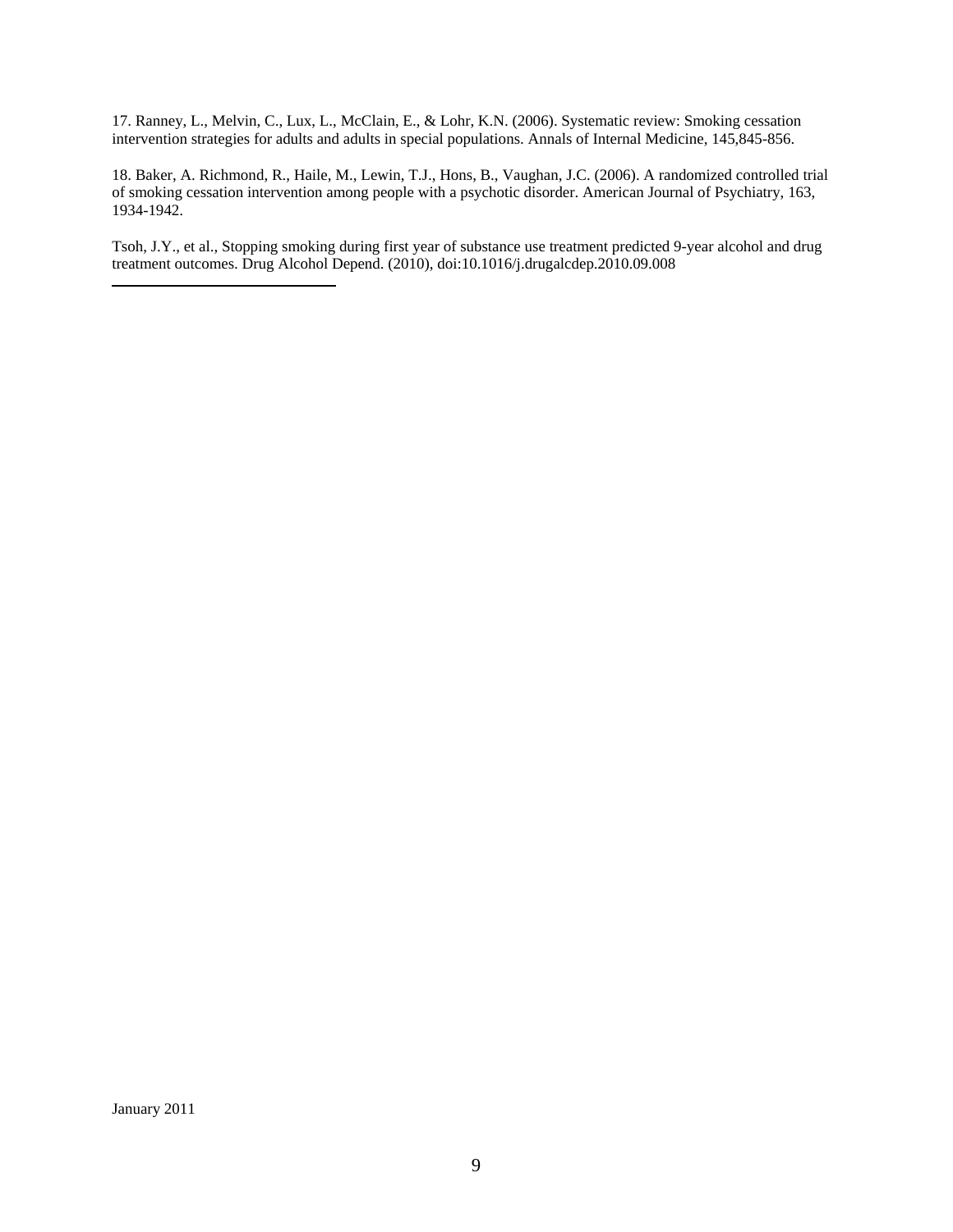17. Ranney, L., Melvin, C., Lux, L., McClain, E., & Lohr, K.N. (2006). Systematic review: Smoking cessation intervention strategies for adults and adults in special populations. Annals of Internal Medicine, 145,845-856.

18. Baker, A. Richmond, R., Haile, M., Lewin, T.J., Hons, B., Vaughan, J.C. (2006). A randomized controlled trial of smoking cessation intervention among people with a psychotic disorder. American Journal of Psychiatry, 163, 1934-1942.

Tsoh, J.Y., et al., Stopping smoking during first year of substance use treatment predicted 9-year alcohol and drug treatment outcomes. Drug Alcohol Depend. (2010), doi:10.1016/j.drugalcdep.2010.09.008

January 2011